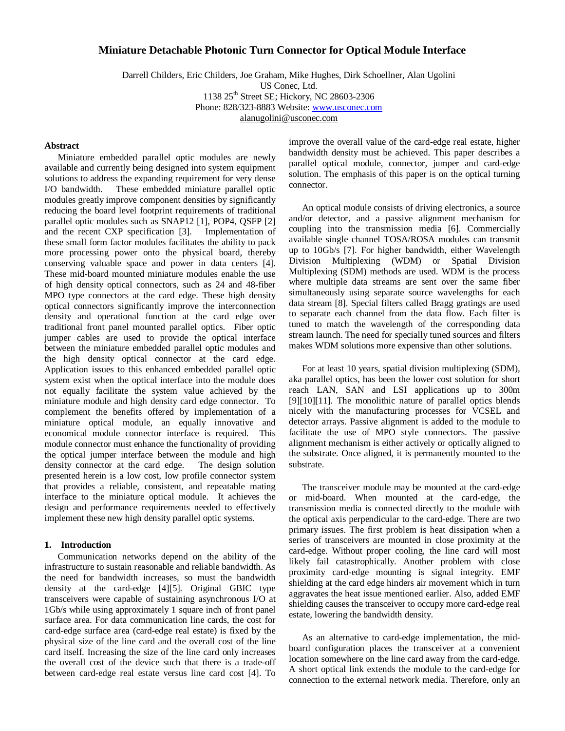# Miniature Detachable Photonic Turn Connector for Optical Module Interface

Darrell Childers, Eric Childers, Joe Graham, Mike Hughes, Dirk Schoellner, Alan Ugolini
US Conec, Ltd.
1138 25th Street SE; Hickory, NC 28603-2306
Phone: 828/323-8883 Website: www.usconec.com
alanugolini@usconec.com

## Abstract

Miniature embedded parallel optic modules are newly available and currently being designed into system equipment solutions to address the expanding requirement for very dense I/O bandwidth. These embedded miniature parallel optic modules greatly improve component densities by significantly reducing the board level footprint requirements of traditional parallel optic modules such as SNAP12 [1], POP4, QSFP [2] and the recent CXP specification [3]. Implementation of these small form factor modules facilitates the ability to pack more processing power onto the physical board, thereby conserving valuable space and power in data centers [4]. These mid-board mounted miniature modules enable the use of high density optical connectors, such as 24 and 48-fiber MPO type connectors at the card edge. These high density optical connectors significantly improve the interconnection density and operational function at the card edge over traditional front panel mounted parallel optics. Fiber optic jumper cables are used to provide the optical interface between the miniature embedded parallel optic modules and the high density optical connector at the card edge. Application issues to this enhanced embedded parallel optic system exist when the optical interface into the module does not equally facilitate the system value achieved by the miniature module and high density card edge connector. To complement the benefits offered by implementation of a miniature optical module, an equally innovative and economical module connector interface is required. This module connector must enhance the functionality of providing the optical jumper interface between the module and high density connector at the card edge. The design solution presented herein is a low cost, low profile connector system that provides a reliable, consistent, and repeatable mating interface to the miniature optical module. It achieves the design and performance requirements needed to effectively implement these new high density parallel optic systems.

## 1. Introduction

Communication networks depend on the ability of the infrastructure to sustain reasonable and reliable bandwidth. As the need for bandwidth increases, so must the bandwidth density at the card-edge [4][5]. Original GBIC type transceivers were capable of sustaining asynchronous I/O at 1Gb/s while using approximately 1 square inch of front panel surface area. For data communication line cards, the cost for card-edge surface area (card-edge real estate) is fixed by the physical size of the line card and the overall cost of the line card itself. Increasing the size of the line card only increases the overall cost of the device such that there is a trade-off between card-edge real estate versus line card cost [4]. To improve the overall value of the card-edge real estate, higher bandwidth density must be achieved. This paper describes a parallel optical module, connector, jumper and card-edge solution. The emphasis of this paper is on the optical turning connector.

An optical module consists of driving electronics, a source and/or detector, and a passive alignment mechanism for coupling into the transmission media [6]. Commercially available single channel TOSA/ROSA modules can transmit up to 10Gb/s [7]. For higher bandwidth, either Wavelength Division Multiplexing (WDM) or Spatial Division Multiplexing (SDM) methods are used. WDM is the process where multiple data streams are sent over the same fiber simultaneously using separate source wavelengths for each data stream [8]. Special filters called Bragg gratings are used to separate each channel from the data flow. Each filter is tuned to match the wavelength of the corresponding data stream launch. The need for specially tuned sources and filters makes WDM solutions more expensive than other solutions.

For at least 10 years, spatial division multiplexing (SDM), aka parallel optics, has been the lower cost solution for short reach LAN, SAN and LSI applications up to 300m [9][10][11]. The monolithic nature of parallel optics blends nicely with the manufacturing processes for VCSEL and detector arrays. Passive alignment is added to the module to facilitate the use of MPO style connectors. The passive alignment mechanism is either actively or optically aligned to the substrate. Once aligned, it is permanently mounted to the substrate.

The transceiver module may be mounted at the card-edge or mid-board. When mounted at the card-edge, the transmission media is connected directly to the module with the optical axis perpendicular to the card-edge. There are two primary issues. The first problem is heat dissipation when a series of transceivers are mounted in close proximity at the card-edge. Without proper cooling, the line card will most likely fail catastrophically. Another problem with close proximity card-edge mounting is signal integrity. EMF shielding at the card edge hinders air movement which in turn aggravates the heat issue mentioned earlier. Also, added EMF shielding causes the transceiver to occupy more card-edge real estate, lowering the bandwidth density.

As an alternative to card-edge implementation, the mid-board configuration places the transceiver at a convenient location somewhere on the line card away from the card-edge. A short optical link extends the module to the card-edge for connection to the external network media. Therefore, only an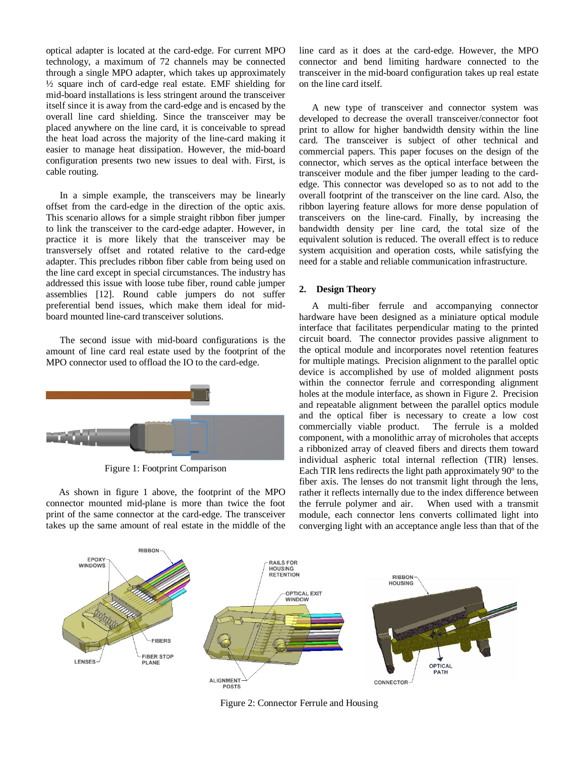optical adapter is located at the card-edge. For current MPO technology, a maximum of 72 channels may be connected through a single MPO adapter, which takes up approximately ½ square inch of card-edge real estate. EMF shielding for mid-board installations is less stringent around the transceiver itself since it is away from the card-edge and is encased by the overall line card shielding. Since the transceiver may be placed anywhere on the line card, it is conceivable to spread the heat load across the majority of the line-card making it easier to manage heat dissipation. However, the mid-board configuration presents two new issues to deal with. First, is cable routing.

In a simple example, the transceivers may be linearly offset from the card-edge in the direction of the optic axis. This scenario allows for a simple straight ribbon fiber jumper to link the transceiver to the card-edge adapter. However, in practice it is more likely that the transceiver may be transversely offset and rotated relative to the card-edge adapter. This precludes ribbon fiber cable from being used on the line card except in special circumstances. The industry has addressed this issue with loose tube fiber, round cable jumper assemblies [12]. Round cable jumpers do not suffer preferential bend issues, which make them ideal for mid-board mounted line-card transceiver solutions.

The second issue with mid-board configurations is the amount of line card real estate used by the footprint of the MPO connector used to offload the IO to the card-edge.

Figure 1: Footprint Comparison

As shown in figure 1 above, the footprint of the MPO connector mounted mid-plane is more than twice the foot print of the same connector at the card-edge. The transceiver takes up the same amount of real estate in the middle of the line card as it does at the card-edge. However, the MPO connector and bend limiting hardware connected to the transceiver in the mid-board configuration takes up real estate on the line card itself.

A new type of transceiver and connector system was developed to decrease the overall transceiver/connector foot print to allow for higher bandwidth density within the line card. The transceiver is subject of other technical and commercial papers. This paper focuses on the design of the connector, which serves as the optical interface between the transceiver module and the fiber jumper leading to the card-edge. This connector was developed so as to not add to the overall footprint of the transceiver on the line card. Also, the ribbon layering feature allows for more dense population of transceivers on the line-card. Finally, by increasing the bandwidth density per line card, the total size of the equivalent solution is reduced. The overall effect is to reduce system acquisition and operation costs, while satisfying the need for a stable and reliable communication infrastructure.

## 2. Design Theory

A multi-fiber ferrule and accompanying connector hardware have been designed as a miniature optical module interface that facilitates perpendicular mating to the printed circuit board. The connector provides passive alignment to the optical module and incorporates novel retention features for multiple matings. Precision alignment to the parallel optic device is accomplished by use of molded alignment posts within the connector ferrule and corresponding alignment holes at the module interface, as shown in Figure 2. Precision and repeatable alignment between the parallel optics module and the optical fiber is necessary to create a low cost commercially viable product. The ferrule is a molded component, with a monolithic array of microholes that accepts a ribbonized array of cleaved fibers and directs them toward individual aspheric total internal reflection (TIR) lenses. Each TIR lens redirects the light path approximately 90º to the fiber axis. The lenses do not transmit light through the lens, rather it reflects internally due to the index difference between the ferrule polymer and air. When used with a transmit module, each connector lens converts collimated light into converging light with an acceptance angle less than that of the

RIBBON
EPOXY WINDOWS
FIBERS
LENSES
FIBER STOP PLANE
RAILS FOR HOUSING RETENTION
OPTICAL EXIT WINDOW
ALIGNMENT POSTS
RIBBON HOUSING
OPTICAL PATH
CONNECTOR

Figure 2: Connector Ferrule and Housing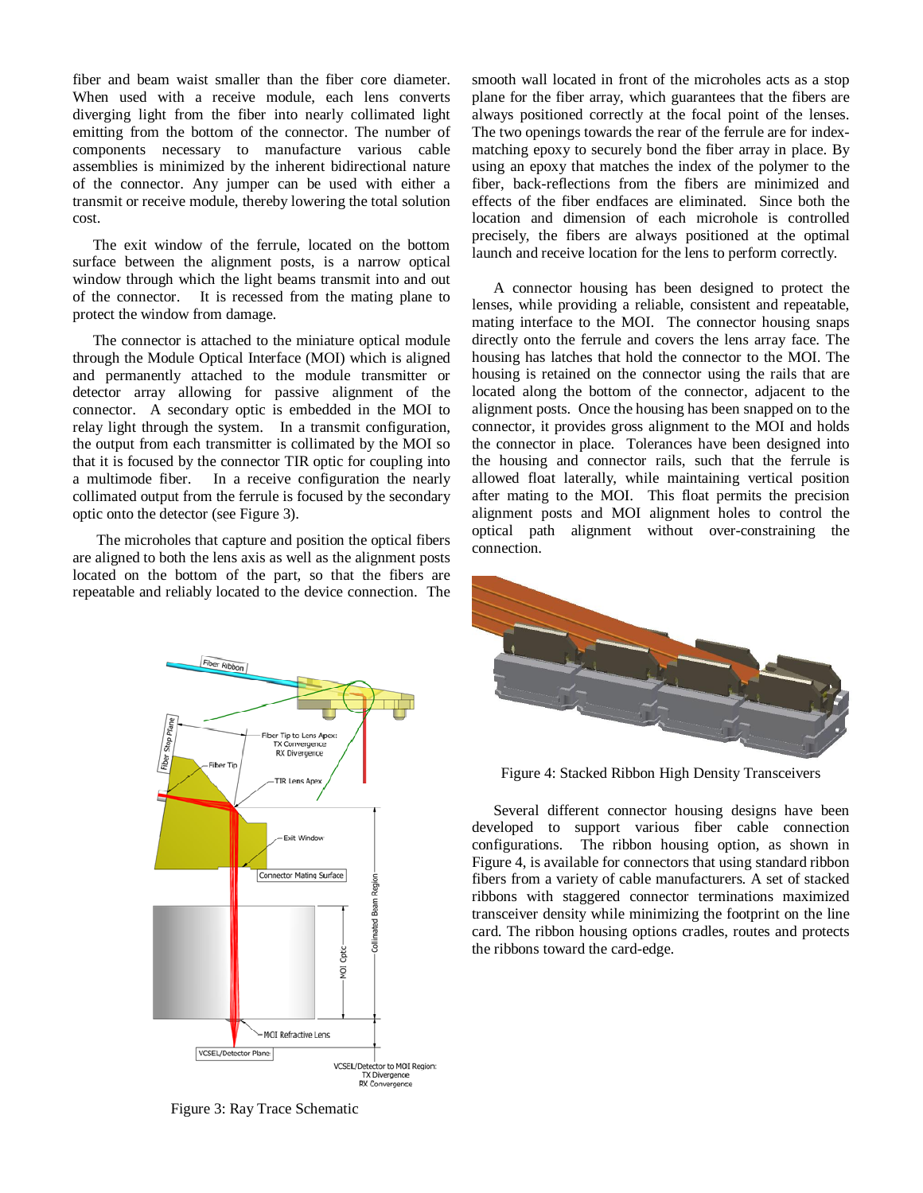fiber and beam waist smaller than the fiber core diameter. When used with a receive module, each lens converts diverging light from the fiber into nearly collimated light emitting from the bottom of the connector. The number of components necessary to manufacture various cable assemblies is minimized by the inherent bidirectional nature of the connector. Any jumper can be used with either a transmit or receive module, thereby lowering the total solution cost.

The exit window of the ferrule, located on the bottom surface between the alignment posts, is a narrow optical window through which the light beams transmit into and out of the connector. It is recessed from the mating plane to protect the window from damage.

The connector is attached to the miniature optical module through the Module Optical Interface (MOI) which is aligned and permanently attached to the module transmitter or detector array allowing for passive alignment of the connector. A secondary optic is embedded in the MOI to relay light through the system. In a transmit configuration, the output from each transmitter is collimated by the MOI so that it is focused by the connector TIR optic for coupling into a multimode fiber. In a receive configuration the nearly collimated output from the ferrule is focused by the secondary optic onto the detector (see Figure 3).

The microholes that capture and position the optical fibers are aligned to both the lens axis as well as the alignment posts located on the bottom of the part, so that the fibers are repeatable and reliably located to the device connection. The smooth wall located in front of the microholes acts as a stop plane for the fiber array, which guarantees that the fibers are always positioned correctly at the focal point of the lenses. The two openings towards the rear of the ferrule are for index-matching epoxy to securely bond the fiber array in place. By using an epoxy that matches the index of the polymer to the fiber, back-reflections from the fibers are minimized and effects of the fiber endfaces are eliminated. Since both the location and dimension of each microhole is controlled precisely, the fibers are always positioned at the optimal launch and receive location for the lens to perform correctly.

Fiber Ribbon
Fiber Stop Plane
Fiber Tip to Lens Apex: TX Convergence RX Divergence
Fiber Tip
TIR Lens Apex
Exit Window
Connector Mating Surface
Collimated Beam Region
MOI Optic
MOI Refractive Lens
VCSEL/Detector Plane
VCSEL/Detector to MOI Region: TX Divergence RX Convergence

Figure 3: Ray Trace Schematic

A connector housing has been designed to protect the lenses, while providing a reliable, consistent and repeatable, mating interface to the MOI. The connector housing snaps directly onto the ferrule and covers the lens array face. The housing has latches that hold the connector to the MOI. The housing is retained on the connector using the rails that are located along the bottom of the connector, adjacent to the alignment posts. Once the housing has been snapped on to the connector, it provides gross alignment to the MOI and holds the connector in place. Tolerances have been designed into the housing and connector rails, such that the ferrule is allowed float laterally, while maintaining vertical position after mating to the MOI. This float permits the precision alignment posts and MOI alignment holes to control the optical path alignment without over-constraining the connection.

Figure 4: Stacked Ribbon High Density Transceivers

Several different connector housing designs have been developed to support various fiber cable connection configurations. The ribbon housing option, as shown in Figure 4, is available for connectors that using standard ribbon fibers from a variety of cable manufacturers. A set of stacked ribbons with staggered connector terminations maximized transceiver density while minimizing the footprint on the line card. The ribbon housing options cradles, routes and protects the ribbons toward the card-edge.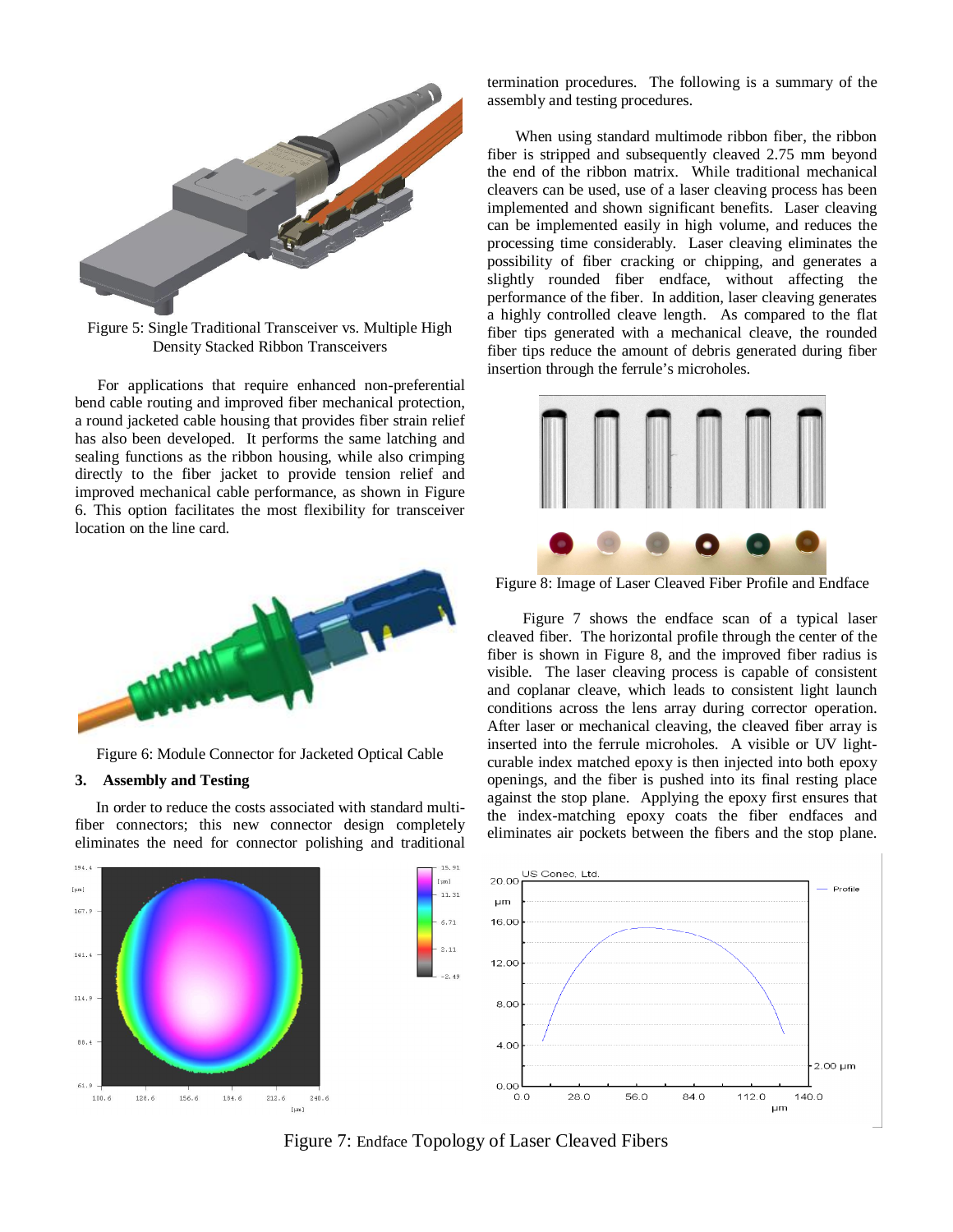Figure 5: Single Traditional Transceiver vs. Multiple High Density Stacked Ribbon Transceivers

For applications that require enhanced non-preferential bend cable routing and improved fiber mechanical protection, a round jacketed cable housing that provides fiber strain relief has also been developed. It performs the same latching and sealing functions as the ribbon housing, while also crimping directly to the fiber jacket to provide tension relief and improved mechanical cable performance, as shown in Figure 6. This option facilitates the most flexibility for transceiver location on the line card.

Figure 6: Module Connector for Jacketed Optical Cable

## 3. Assembly and Testing

In order to reduce the costs associated with standard multi-fiber connectors; this new connector design completely eliminates the need for connector polishing and traditional termination procedures. The following is a summary of the assembly and testing procedures.

When using standard multimode ribbon fiber, the ribbon fiber is stripped and subsequently cleaved 2.75 mm beyond the end of the ribbon matrix. While traditional mechanical cleavers can be used, use of a laser cleaving process has been implemented and shown significant benefits. Laser cleaving can be implemented easily in high volume, and reduces the processing time considerably. Laser cleaving eliminates the possibility of fiber cracking or chipping, and generates a slightly rounded fiber endface, without affecting the performance of the fiber. In addition, laser cleaving generates a highly controlled cleave length. As compared to the flat fiber tips generated with a mechanical cleave, the rounded fiber tips reduce the amount of debris generated during fiber insertion through the ferrule's microholes.

Figure 8: Image of Laser Cleaved Fiber Profile and Endface

Figure 7 shows the endface scan of a typical laser cleaved fiber. The horizontal profile through the center of the fiber is shown in Figure 8, and the improved fiber radius is visible. The laser cleaving process is capable of consistent and coplanar cleave, which leads to consistent light launch conditions across the lens array during corrector operation. After laser or mechanical cleaving, the cleaved fiber array is inserted into the ferrule microholes. A visible or UV light-curable index matched epoxy is then injected into both epoxy openings, and the fiber is pushed into its final resting place against the stop plane. Applying the epoxy first ensures that the index-matching epoxy coats the fiber endfaces and eliminates air pockets between the fibers and the stop plane.

Figure 7: Endface Topology of Laser Cleaved Fibers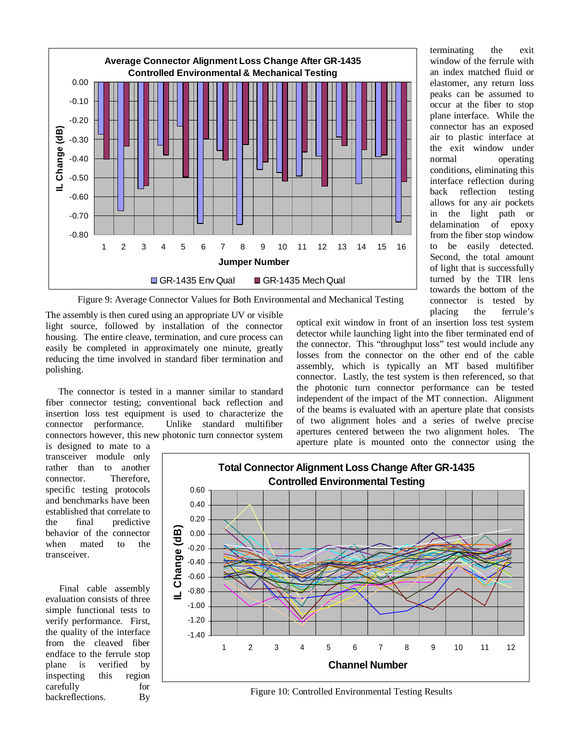Figure 9: Average Connector Values for Both Environmental and Mechanical Testing

The assembly is then cured using an appropriate UV or visible light source, followed by installation of the connector housing. The entire cleave, termination, and cure process can easily be completed in approximately one minute, greatly reducing the time involved in standard fiber termination and polishing.

The connector is tested in a manner similar to standard fiber connector testing; conventional back reflection and insertion loss test equipment is used to characterize the connector performance. Unlike standard multifiber connectors however, this new photonic turn connector system is designed to mate to a transceiver module only rather than to another connector. Therefore, specific testing protocols and benchmarks have been established that correlate to the final predictive behavior of the connector when mated to the transceiver.

Final cable assembly evaluation consists of three simple functional tests to verify performance. First, the quality of the interface from the cleaved fiber endface to the ferrule stop plane is verified by inspecting this region carefully for backreflections. By terminating the exit window of the ferrule with an index matched fluid or elastomer, any return loss peaks can be assumed to occur at the fiber to stop plane interface. While the connector has an exposed air to plastic interface at the exit window under normal operating conditions, eliminating this interface reflection during back reflection testing allows for any air pockets in the light path or delamination of epoxy from the fiber stop window to be easily detected. Second, the total amount of light that is successfully turned by the TIR lens towards the bottom of the connector is tested by placing the ferrule's optical exit window in front of an insertion loss test system detector while launching light into the fiber terminated end of the connector. This "throughput loss" test would include any losses from the connector on the other end of the cable assembly, which is typically an MT based multifiber connector. Lastly, the test system is then referenced, so that the photonic turn connector performance can be tested independent of the impact of the MT connection. Alignment of the beams is evaluated with an aperture plate that consists of two alignment holes and a series of twelve precise apertures centered between the two alignment holes. The aperture plate is mounted onto the connector using the

Figure 10: Controlled Environmental Testing Results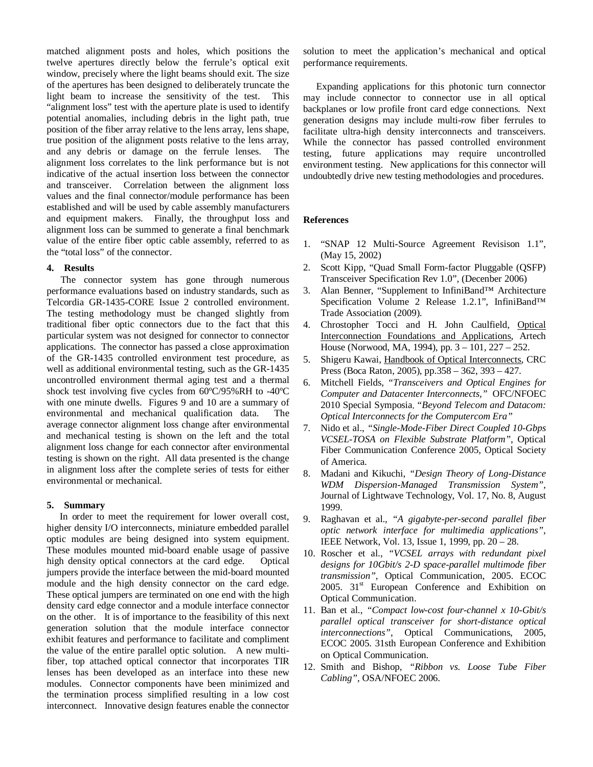matched alignment posts and holes, which positions the twelve apertures directly below the ferrule's optical exit window, precisely where the light beams should exit. The size of the apertures has been designed to deliberately truncate the light beam to increase the sensitivity of the test. This "alignment loss" test with the aperture plate is used to identify potential anomalies, including debris in the light path, true position of the fiber array relative to the lens array, lens shape, true position of the alignment posts relative to the lens array, and any debris or damage on the ferrule lenses. The alignment loss correlates to the link performance but is not indicative of the actual insertion loss between the connector and transceiver. Correlation between the alignment loss values and the final connector/module performance has been established and will be used by cable assembly manufacturers and equipment makers. Finally, the throughput loss and alignment loss can be summed to generate a final benchmark value of the entire fiber optic cable assembly, referred to as the "total loss" of the connector.

## 4. Results

The connector system has gone through numerous performance evaluations based on industry standards, such as Telcordia GR-1435-CORE Issue 2 controlled environment. The testing methodology must be changed slightly from traditional fiber optic connectors due to the fact that this particular system was not designed for connector to connector applications. The connector has passed a close approximation of the GR-1435 controlled environment test procedure, as well as additional environmental testing, such as the GR-1435 uncontrolled environment thermal aging test and a thermal shock test involving five cycles from 60ºC/95%RH to -40ºC with one minute dwells. Figures 9 and 10 are a summary of environmental and mechanical qualification data. The average connector alignment loss change after environmental and mechanical testing is shown on the left and the total alignment loss change for each connector after environmental testing is shown on the right. All data presented is the change in alignment loss after the complete series of tests for either environmental or mechanical.

## 5. Summary

In order to meet the requirement for lower overall cost, higher density I/O interconnects, miniature embedded parallel optic modules are being designed into system equipment. These modules mounted mid-board enable usage of passive high density optical connectors at the card edge. Optical jumpers provide the interface between the mid-board mounted module and the high density connector on the card edge. These optical jumpers are terminated on one end with the high density card edge connector and a module interface connector on the other. It is of importance to the feasibility of this next generation solution that the module interface connector exhibit features and performance to facilitate and compliment the value of the entire parallel optic solution. A new multi-fiber, top attached optical connector that incorporates TIR lenses has been developed as an interface into these new modules. Connector components have been minimized and the termination process simplified resulting in a low cost interconnect. Innovative design features enable the connector solution to meet the application's mechanical and optical performance requirements.

Expanding applications for this photonic turn connector may include connector to connector use in all optical backplanes or low profile front card edge connections. Next generation designs may include multi-row fiber ferrules to facilitate ultra-high density interconnects and transceivers. While the connector has passed controlled environment testing, future applications may require uncontrolled environment testing. New applications for this connector will undoubtedly drive new testing methodologies and procedures.

## References

1. "SNAP 12 Multi-Source Agreement Revisison 1.1", (May 15, 2002)
2. Scott Kipp, "Quad Small Form-factor Pluggable (QSFP) Transceiver Specification Rev 1.0", (Decenber 2006)
3. Alan Benner, "Supplement to InfiniBand™ Architecture Specification Volume 2 Release 1.2.1", InfiniBand™ Trade Association (2009).
4. Chrostopher Tocci and H. John Caulfield, Optical Interconnection Foundations and Applications, Artech House (Norwood, MA, 1994), pp. 3 – 101, 227 – 252.
5. Shigeru Kawai, Handbook of Optical Interconnects, CRC Press (Boca Raton, 2005), pp.358 – 362, 393 – 427.
6. Mitchell Fields, *"Transceivers and Optical Engines for Computer and Datacenter Interconnects,"* OFC/NFOEC 2010 Special Symposia, *"Beyond Telecom and Datacom: Optical Interconnects for the Computercom Era"*
7. Nido et al., *"Single-Mode-Fiber Direct Coupled 10-Gbps VCSEL-TOSA on Flexible Substrate Platform"*, Optical Fiber Communication Conference 2005, Optical Society of America.
8. Madani and Kikuchi, *"Design Theory of Long-Distance WDM Dispersion-Managed Transmission System"*, Journal of Lightwave Technology, Vol. 17, No. 8, August 1999.
9. Raghavan et al., *"A gigabyte-per-second parallel fiber optic network interface for multimedia applications"*, IEEE Network, Vol. 13, Issue 1, 1999, pp. 20 – 28.
10. Roscher et al., *"VCSEL arrays with redundant pixel designs for 10Gbit/s 2-D space-parallel multimode fiber transmission"*, Optical Communication, 2005. ECOC 2005. 31st European Conference and Exhibition on Optical Communication.
11. Ban et al., *"Compact low-cost four-channel x 10-Gbit/s parallel optical transceiver for short-distance optical interconnections"*, Optical Communications, 2005, ECOC 2005. 31sth European Conference and Exhibition on Optical Communication.
12. Smith and Bishop, *"Ribbon vs. Loose Tube Fiber Cabling"*, OSA/NFOEC 2006.